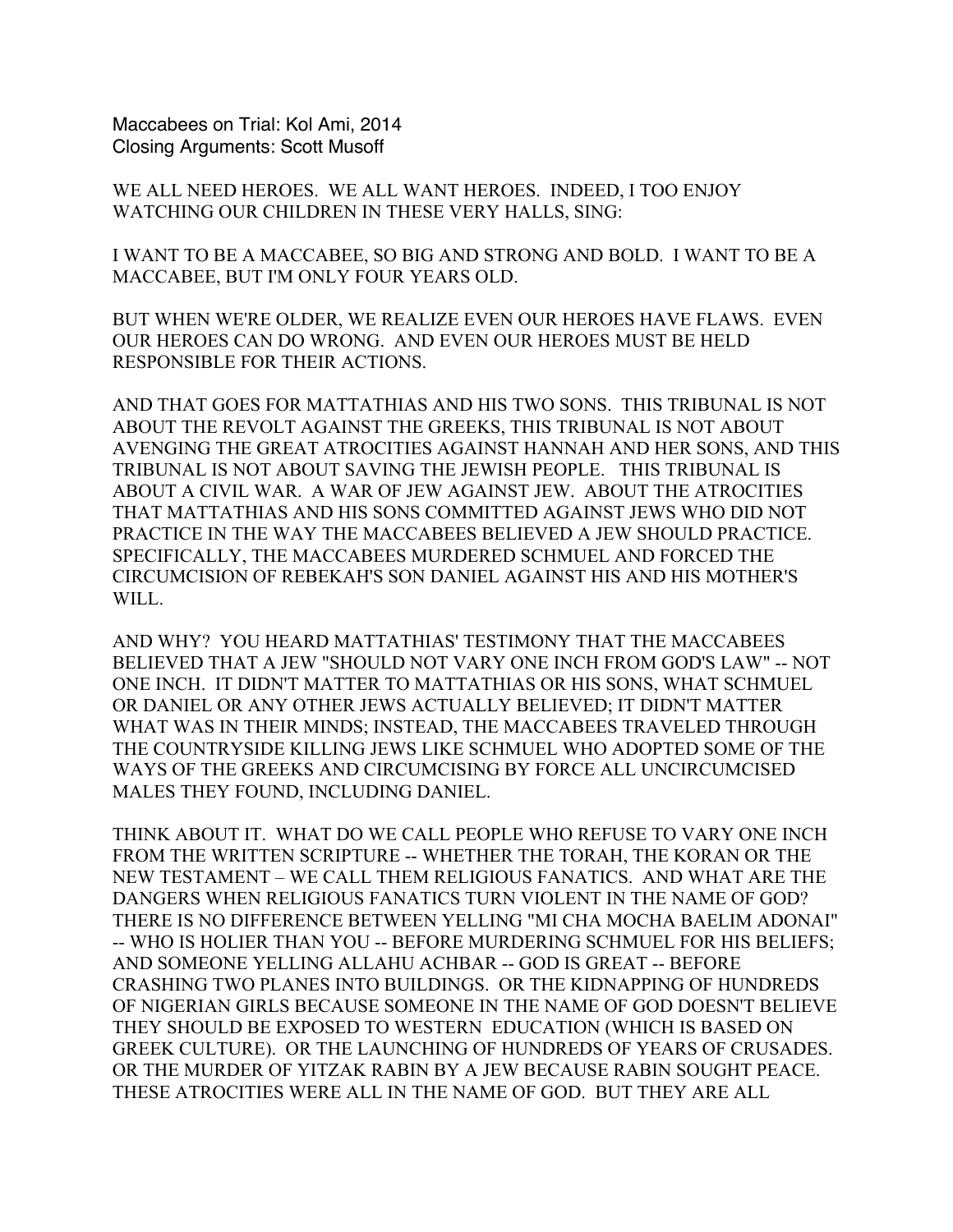Maccabees on Trial: Kol Ami, 2014
Closing Arguments: Scott Musoff

WE ALL NEED HEROES. WE ALL WANT HEROES. INDEED, I TOO ENJOY WATCHING OUR CHILDREN IN THESE VERY HALLS, SING:

I WANT TO BE A MACCABEE, SO BIG AND STRONG AND BOLD. I WANT TO BE A MACCABEE, BUT I'M ONLY FOUR YEARS OLD.

BUT WHEN WE'RE OLDER, WE REALIZE EVEN OUR HEROES HAVE FLAWS. EVEN OUR HEROES CAN DO WRONG. AND EVEN OUR HEROES MUST BE HELD RESPONSIBLE FOR THEIR ACTIONS.

AND THAT GOES FOR MATTATHIAS AND HIS TWO SONS. THIS TRIBUNAL IS NOT ABOUT THE REVOLT AGAINST THE GREEKS, THIS TRIBUNAL IS NOT ABOUT AVENGING THE GREAT ATROCITIES AGAINST HANNAH AND HER SONS, AND THIS TRIBUNAL IS NOT ABOUT SAVING THE JEWISH PEOPLE. THIS TRIBUNAL IS ABOUT A CIVIL WAR. A WAR OF JEW AGAINST JEW. ABOUT THE ATROCITIES THAT MATTATHIAS AND HIS SONS COMMITTED AGAINST JEWS WHO DID NOT PRACTICE IN THE WAY THE MACCABEES BELIEVED A JEW SHOULD PRACTICE. SPECIFICALLY, THE MACCABEES MURDERED SCHMUEL AND FORCED THE CIRCUMCISION OF REBEKAH'S SON DANIEL AGAINST HIS AND HIS MOTHER'S WILL.

AND WHY? YOU HEARD MATTATHIAS' TESTIMONY THAT THE MACCABEES BELIEVED THAT A JEW "SHOULD NOT VARY ONE INCH FROM GOD'S LAW" -- NOT ONE INCH. IT DIDN'T MATTER TO MATTATHIAS OR HIS SONS, WHAT SCHMUEL OR DANIEL OR ANY OTHER JEWS ACTUALLY BELIEVED; IT DIDN'T MATTER WHAT WAS IN THEIR MINDS; INSTEAD, THE MACCABEES TRAVELED THROUGH THE COUNTRYSIDE KILLING JEWS LIKE SCHMUEL WHO ADOPTED SOME OF THE WAYS OF THE GREEKS AND CIRCUMCISING BY FORCE ALL UNCIRCUMCISED MALES THEY FOUND, INCLUDING DANIEL.

THINK ABOUT IT. WHAT DO WE CALL PEOPLE WHO REFUSE TO VARY ONE INCH FROM THE WRITTEN SCRIPTURE -- WHETHER THE TORAH, THE KORAN OR THE NEW TESTAMENT – WE CALL THEM RELIGIOUS FANATICS. AND WHAT ARE THE DANGERS WHEN RELIGIOUS FANATICS TURN VIOLENT IN THE NAME OF GOD? THERE IS NO DIFFERENCE BETWEEN YELLING "MI CHA MOCHA BAELIM ADONAI" -- WHO IS HOLIER THAN YOU -- BEFORE MURDERING SCHMUEL FOR HIS BELIEFS; AND SOMEONE YELLING ALLAHU ACHBAR -- GOD IS GREAT -- BEFORE CRASHING TWO PLANES INTO BUILDINGS. OR THE KIDNAPPING OF HUNDREDS OF NIGERIAN GIRLS BECAUSE SOMEONE IN THE NAME OF GOD DOESN'T BELIEVE THEY SHOULD BE EXPOSED TO WESTERN EDUCATION (WHICH IS BASED ON GREEK CULTURE). OR THE LAUNCHING OF HUNDREDS OF YEARS OF CRUSADES. OR THE MURDER OF YITZAK RABIN BY A JEW BECAUSE RABIN SOUGHT PEACE. THESE ATROCITIES WERE ALL IN THE NAME OF GOD. BUT THEY ARE ALL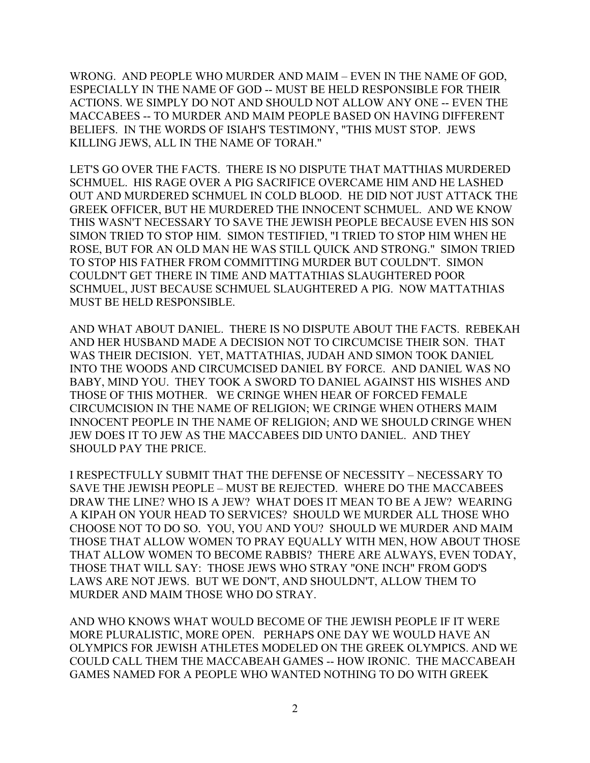WRONG. AND PEOPLE WHO MURDER AND MAIM – EVEN IN THE NAME OF GOD, ESPECIALLY IN THE NAME OF GOD -- MUST BE HELD RESPONSIBLE FOR THEIR ACTIONS. WE SIMPLY DO NOT AND SHOULD NOT ALLOW ANY ONE -- EVEN THE MACCABEES -- TO MURDER AND MAIM PEOPLE BASED ON HAVING DIFFERENT BELIEFS. IN THE WORDS OF ISIAH'S TESTIMONY, "THIS MUST STOP. JEWS KILLING JEWS, ALL IN THE NAME OF TORAH."

LET'S GO OVER THE FACTS. THERE IS NO DISPUTE THAT MATTHIAS MURDERED SCHMUEL. HIS RAGE OVER A PIG SACRIFICE OVERCAME HIM AND HE LASHED OUT AND MURDERED SCHMUEL IN COLD BLOOD. HE DID NOT JUST ATTACK THE GREEK OFFICER, BUT HE MURDERED THE INNOCENT SCHMUEL. AND WE KNOW THIS WASN'T NECESSARY TO SAVE THE JEWISH PEOPLE BECAUSE EVEN HIS SON SIMON TRIED TO STOP HIM. SIMON TESTIFIED, "I TRIED TO STOP HIM WHEN HE ROSE, BUT FOR AN OLD MAN HE WAS STILL QUICK AND STRONG." SIMON TRIED TO STOP HIS FATHER FROM COMMITTING MURDER BUT COULDN'T. SIMON COULDN'T GET THERE IN TIME AND MATTATHIAS SLAUGHTERED POOR SCHMUEL, JUST BECAUSE SCHMUEL SLAUGHTERED A PIG. NOW MATTATHIAS MUST BE HELD RESPONSIBLE.

AND WHAT ABOUT DANIEL. THERE IS NO DISPUTE ABOUT THE FACTS. REBEKAH AND HER HUSBAND MADE A DECISION NOT TO CIRCUMCISE THEIR SON. THAT WAS THEIR DECISION. YET, MATTATHIAS, JUDAH AND SIMON TOOK DANIEL INTO THE WOODS AND CIRCUMCISED DANIEL BY FORCE. AND DANIEL WAS NO BABY, MIND YOU. THEY TOOK A SWORD TO DANIEL AGAINST HIS WISHES AND THOSE OF THIS MOTHER. WE CRINGE WHEN HEAR OF FORCED FEMALE CIRCUMCISION IN THE NAME OF RELIGION; WE CRINGE WHEN OTHERS MAIM INNOCENT PEOPLE IN THE NAME OF RELIGION; AND WE SHOULD CRINGE WHEN JEW DOES IT TO JEW AS THE MACCABEES DID UNTO DANIEL. AND THEY SHOULD PAY THE PRICE.

I RESPECTFULLY SUBMIT THAT THE DEFENSE OF NECESSITY – NECESSARY TO SAVE THE JEWISH PEOPLE – MUST BE REJECTED. WHERE DO THE MACCABEES DRAW THE LINE? WHO IS A JEW? WHAT DOES IT MEAN TO BE A JEW? WEARING A KIPAH ON YOUR HEAD TO SERVICES? SHOULD WE MURDER ALL THOSE WHO CHOOSE NOT TO DO SO. YOU, YOU AND YOU? SHOULD WE MURDER AND MAIM THOSE THAT ALLOW WOMEN TO PRAY EQUALLY WITH MEN, HOW ABOUT THOSE THAT ALLOW WOMEN TO BECOME RABBIS? THERE ARE ALWAYS, EVEN TODAY, THOSE THAT WILL SAY: THOSE JEWS WHO STRAY "ONE INCH" FROM GOD'S LAWS ARE NOT JEWS. BUT WE DON'T, AND SHOULDN'T, ALLOW THEM TO MURDER AND MAIM THOSE WHO DO STRAY.

AND WHO KNOWS WHAT WOULD BECOME OF THE JEWISH PEOPLE IF IT WERE MORE PLURALISTIC, MORE OPEN. PERHAPS ONE DAY WE WOULD HAVE AN OLYMPICS FOR JEWISH ATHLETES MODELED ON THE GREEK OLYMPICS. AND WE COULD CALL THEM THE MACCABEAH GAMES -- HOW IRONIC. THE MACCABEAH GAMES NAMED FOR A PEOPLE WHO WANTED NOTHING TO DO WITH GREEK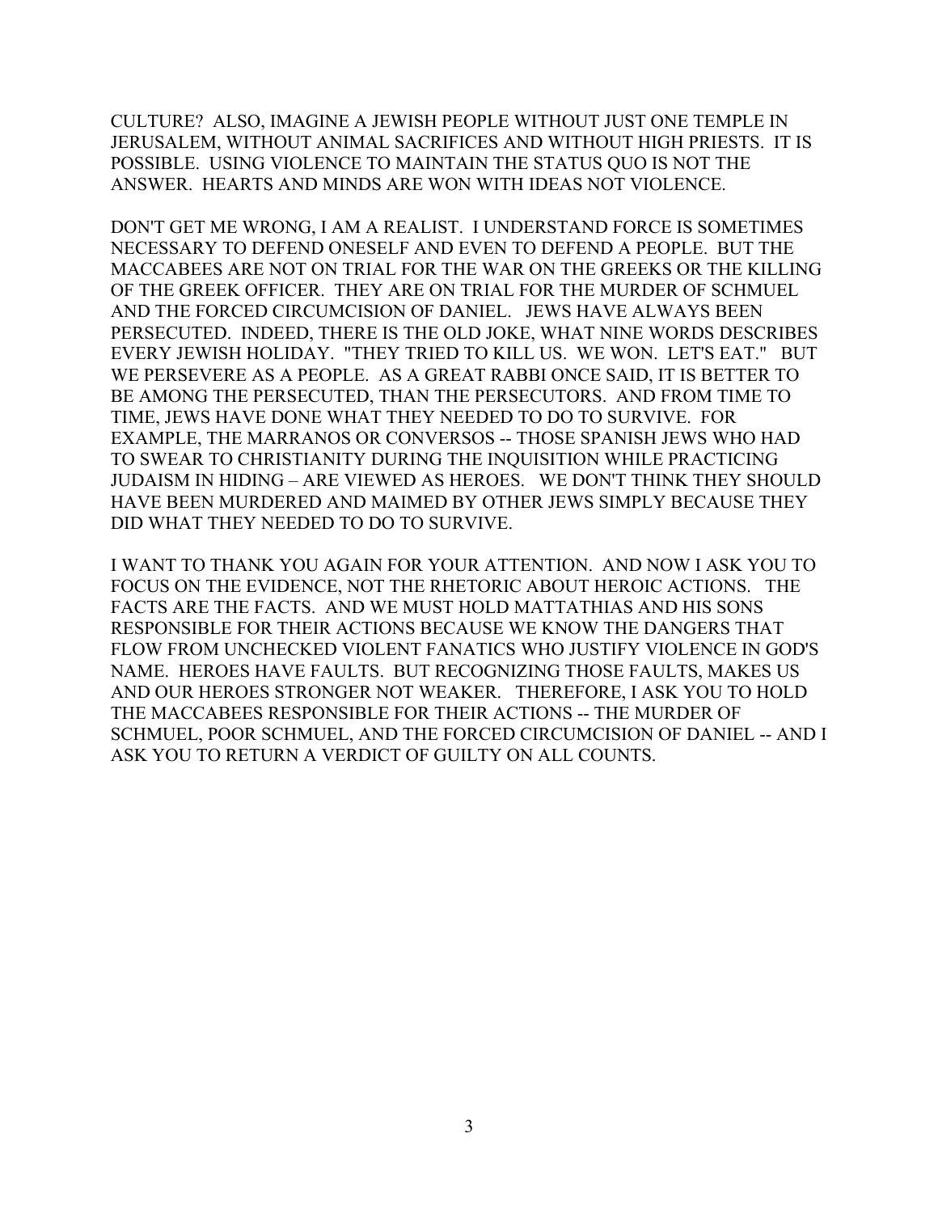CULTURE? ALSO, IMAGINE A JEWISH PEOPLE WITHOUT JUST ONE TEMPLE IN JERUSALEM, WITHOUT ANIMAL SACRIFICES AND WITHOUT HIGH PRIESTS. IT IS POSSIBLE. USING VIOLENCE TO MAINTAIN THE STATUS QUO IS NOT THE ANSWER. HEARTS AND MINDS ARE WON WITH IDEAS NOT VIOLENCE.

DON'T GET ME WRONG, I AM A REALIST. I UNDERSTAND FORCE IS SOMETIMES NECESSARY TO DEFEND ONESELF AND EVEN TO DEFEND A PEOPLE. BUT THE MACCABEES ARE NOT ON TRIAL FOR THE WAR ON THE GREEKS OR THE KILLING OF THE GREEK OFFICER. THEY ARE ON TRIAL FOR THE MURDER OF SCHMUEL AND THE FORCED CIRCUMCISION OF DANIEL. JEWS HAVE ALWAYS BEEN PERSECUTED. INDEED, THERE IS THE OLD JOKE, WHAT NINE WORDS DESCRIBES EVERY JEWISH HOLIDAY. "THEY TRIED TO KILL US. WE WON. LET'S EAT." BUT WE PERSEVERE AS A PEOPLE. AS A GREAT RABBI ONCE SAID, IT IS BETTER TO BE AMONG THE PERSECUTED, THAN THE PERSECUTORS. AND FROM TIME TO TIME, JEWS HAVE DONE WHAT THEY NEEDED TO DO TO SURVIVE. FOR EXAMPLE, THE MARRANOS OR CONVERSOS -- THOSE SPANISH JEWS WHO HAD TO SWEAR TO CHRISTIANITY DURING THE INQUISITION WHILE PRACTICING JUDAISM IN HIDING – ARE VIEWED AS HEROES. WE DON'T THINK THEY SHOULD HAVE BEEN MURDERED AND MAIMED BY OTHER JEWS SIMPLY BECAUSE THEY DID WHAT THEY NEEDED TO DO TO SURVIVE.

I WANT TO THANK YOU AGAIN FOR YOUR ATTENTION. AND NOW I ASK YOU TO FOCUS ON THE EVIDENCE, NOT THE RHETORIC ABOUT HEROIC ACTIONS. THE FACTS ARE THE FACTS. AND WE MUST HOLD MATTATHIAS AND HIS SONS RESPONSIBLE FOR THEIR ACTIONS BECAUSE WE KNOW THE DANGERS THAT FLOW FROM UNCHECKED VIOLENT FANATICS WHO JUSTIFY VIOLENCE IN GOD'S NAME. HEROES HAVE FAULTS. BUT RECOGNIZING THOSE FAULTS, MAKES US AND OUR HEROES STRONGER NOT WEAKER. THEREFORE, I ASK YOU TO HOLD THE MACCABEES RESPONSIBLE FOR THEIR ACTIONS -- THE MURDER OF SCHMUEL, POOR SCHMUEL, AND THE FORCED CIRCUMCISION OF DANIEL -- AND I ASK YOU TO RETURN A VERDICT OF GUILTY ON ALL COUNTS.